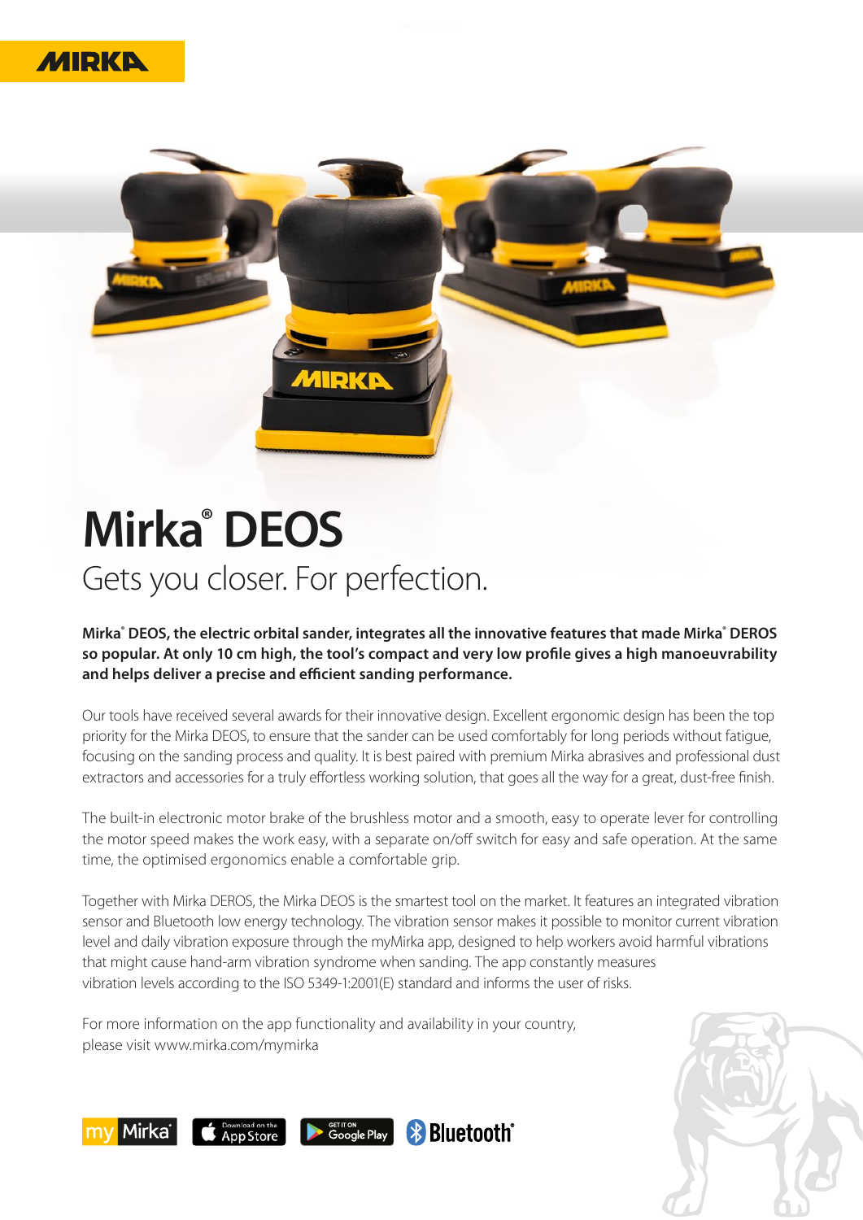# Mirka® DEOS

## Gets you closer. For perfection.

**Mirka® DEOS, the electric orbital sander, integrates all the innovative features that made Mirka® DEROS so popular. At only 10 cm high, the tool's compact and very low profile gives a high manoeuvrability and helps deliver a precise and efficient sanding performance.**

Our tools have received several awards for their innovative design. Excellent ergonomic design has been the top priority for the Mirka DEOS, to ensure that the sander can be used comfortably for long periods without fatigue, focusing on the sanding process and quality. It is best paired with premium Mirka abrasives and professional dust extractors and accessories for a truly effortless working solution, that goes all the way for a great, dust-free finish.

The built-in electronic motor brake of the brushless motor and a smooth, easy to operate lever for controlling the motor speed makes the work easy, with a separate on/off switch for easy and safe operation. At the same time, the optimised ergonomics enable a comfortable grip.

Together with Mirka DEROS, the Mirka DEOS is the smartest tool on the market. It features an integrated vibration sensor and Bluetooth low energy technology. The vibration sensor makes it possible to monitor current vibration level and daily vibration exposure through the myMirka app, designed to help workers avoid harmful vibrations that might cause hand-arm vibration syndrome when sanding. The app constantly measures vibration levels according to the ISO 5349-1:2001(E) standard and informs the user of risks.

For more information on the app functionality and availability in your country, please visit www.mirka.com/mymirka

myMirka® | Download on the App Store | GET IT ON Google Play | Bluetooth®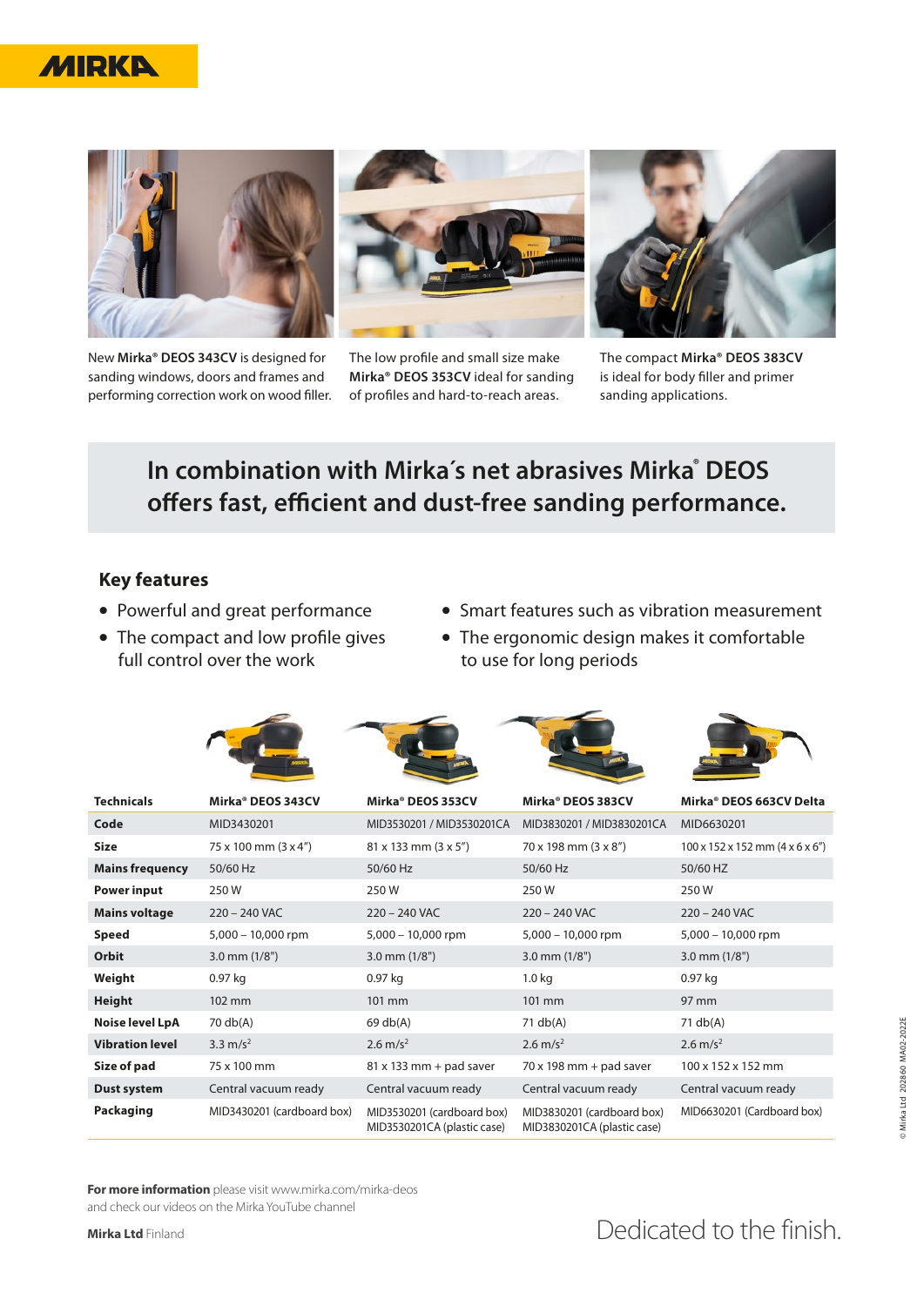New **Mirka® DEOS 343CV** is designed for sanding windows, doors and frames and performing correction work on wood filler.

The low profile and small size make **Mirka® DEOS 353CV** ideal for sanding of profiles and hard-to-reach areas.

The compact **Mirka® DEOS 383CV** is ideal for body filler and primer sanding applications.

## In combination with Mirka´s net abrasives Mirka® DEOS offers fast, efficient and dust-free sanding performance.

### Key features

- Powerful and great performance
- The compact and low profile gives full control over the work
- Smart features such as vibration measurement
- The ergonomic design makes it comfortable to use for long periods

| Technicals | Mirka® DEOS 343CV | Mirka® DEOS 353CV | Mirka® DEOS 383CV | Mirka® DEOS 663CV Delta |
|---|---|---|---|---|
| **Code** | MID3430201 | MID3530201 / MID3530201CA | MID3830201 / MID3830201CA | MID6630201 |
| **Size** | 75 x 100 mm (3 x 4") | 81 x 133 mm (3 x 5") | 70 x 198 mm (3 x 8") | 100 x 152 x 152 mm (4 x 6 x 6") |
| **Mains frequency** | 50/60 Hz | 50/60 Hz | 50/60 Hz | 50/60 HZ |
| **Power input** | 250 W | 250 W | 250 W | 250 W |
| **Mains voltage** | 220 – 240 VAC | 220 – 240 VAC | 220 – 240 VAC | 220 – 240 VAC |
| **Speed** | 5,000 – 10,000 rpm | 5,000 – 10,000 rpm | 5,000 – 10,000 rpm | 5,000 – 10,000 rpm |
| **Orbit** | 3.0 mm (1/8") | 3.0 mm (1/8") | 3.0 mm (1/8") | 3.0 mm (1/8") |
| **Weight** | 0.97 kg | 0.97 kg | 1.0 kg | 0.97 kg |
| **Height** | 102 mm | 101 mm | 101 mm | 97 mm |
| **Noise level LpA** | 70 db(A) | 69 db(A) | 71 db(A) | 71 db(A) |
| **Vibration level** | 3.3 m/s² | 2.6 m/s² | 2.6 m/s² | 2.6 m/s² |
| **Size of pad** | 75 x 100 mm | 81 x 133 mm + pad saver | 70 x 198 mm + pad saver | 100 x 152 x 152 mm |
| **Dust system** | Central vacuum ready | Central vacuum ready | Central vacuum ready | Central vacuum ready |
| **Packaging** | MID3430201 (cardboard box) | MID3530201 (cardboard box) MID3530201CA (plastic case) | MID3830201 (cardboard box) MID3830201CA (plastic case) | MID6630201 (Cardboard box) |

**For more information** please visit www.mirka.com/mirka-deos and check our videos on the Mirka YouTube channel

**Mirka Ltd** Finland

Dedicated to the finish.

© Mirka Ltd 202860 MA02-2022E